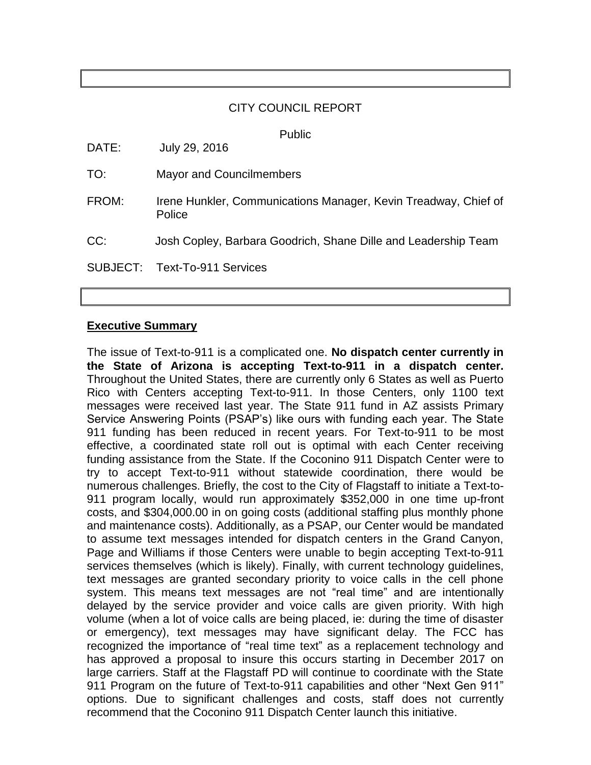CITY COUNCIL REPORT

Public

DATE: July 29, 2016

TO: Mayor and Councilmembers

FROM: Irene Hunkler, Communications Manager, Kevin Treadway, Chief of Police

CC: Josh Copley, Barbara Goodrich, Shane Dille and Leadership Team

SUBJECT: Text-To-911 Services

## Executive Summary

The issue of Text-to-911 is a complicated one. **No dispatch center currently in the State of Arizona is accepting Text-to-911 in a dispatch center.** Throughout the United States, there are currently only 6 States as well as Puerto Rico with Centers accepting Text-to-911. In those Centers, only 1100 text messages were received last year. The State 911 fund in AZ assists Primary Service Answering Points (PSAP's) like ours with funding each year. The State 911 funding has been reduced in recent years. For Text-to-911 to be most effective, a coordinated state roll out is optimal with each Center receiving funding assistance from the State. If the Coconino 911 Dispatch Center were to try to accept Text-to-911 without statewide coordination, there would be numerous challenges. Briefly, the cost to the City of Flagstaff to initiate a Text-to-911 program locally, would run approximately $352,000 in one time up-front costs, and $304,000.00 in on going costs (additional staffing plus monthly phone and maintenance costs). Additionally, as a PSAP, our Center would be mandated to assume text messages intended for dispatch centers in the Grand Canyon, Page and Williams if those Centers were unable to begin accepting Text-to-911 services themselves (which is likely). Finally, with current technology guidelines, text messages are granted secondary priority to voice calls in the cell phone system. This means text messages are not "real time" and are intentionally delayed by the service provider and voice calls are given priority. With high volume (when a lot of voice calls are being placed, ie: during the time of disaster or emergency), text messages may have significant delay. The FCC has recognized the importance of "real time text" as a replacement technology and has approved a proposal to insure this occurs starting in December 2017 on large carriers. Staff at the Flagstaff PD will continue to coordinate with the State 911 Program on the future of Text-to-911 capabilities and other "Next Gen 911" options. Due to significant challenges and costs, staff does not currently recommend that the Coconino 911 Dispatch Center launch this initiative.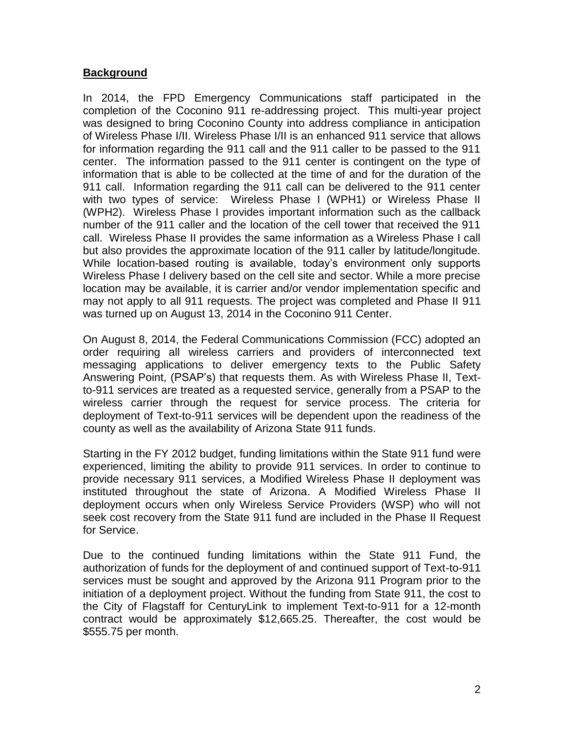**Background**

In 2014, the FPD Emergency Communications staff participated in the completion of the Coconino 911 re-addressing project. This multi-year project was designed to bring Coconino County into address compliance in anticipation of Wireless Phase I/II. Wireless Phase I/II is an enhanced 911 service that allows for information regarding the 911 call and the 911 caller to be passed to the 911 center. The information passed to the 911 center is contingent on the type of information that is able to be collected at the time of and for the duration of the 911 call. Information regarding the 911 call can be delivered to the 911 center with two types of service: Wireless Phase I (WPH1) or Wireless Phase II (WPH2). Wireless Phase I provides important information such as the callback number of the 911 caller and the location of the cell tower that received the 911 call. Wireless Phase II provides the same information as a Wireless Phase I call but also provides the approximate location of the 911 caller by latitude/longitude. While location-based routing is available, today's environment only supports Wireless Phase I delivery based on the cell site and sector. While a more precise location may be available, it is carrier and/or vendor implementation specific and may not apply to all 911 requests. The project was completed and Phase II 911 was turned up on August 13, 2014 in the Coconino 911 Center.

On August 8, 2014, the Federal Communications Commission (FCC) adopted an order requiring all wireless carriers and providers of interconnected text messaging applications to deliver emergency texts to the Public Safety Answering Point, (PSAP's) that requests them. As with Wireless Phase II, Text-to-911 services are treated as a requested service, generally from a PSAP to the wireless carrier through the request for service process. The criteria for deployment of Text-to-911 services will be dependent upon the readiness of the county as well as the availability of Arizona State 911 funds.

Starting in the FY 2012 budget, funding limitations within the State 911 fund were experienced, limiting the ability to provide 911 services. In order to continue to provide necessary 911 services, a Modified Wireless Phase II deployment was instituted throughout the state of Arizona. A Modified Wireless Phase II deployment occurs when only Wireless Service Providers (WSP) who will not seek cost recovery from the State 911 fund are included in the Phase II Request for Service.

Due to the continued funding limitations within the State 911 Fund, the authorization of funds for the deployment of and continued support of Text-to-911 services must be sought and approved by the Arizona 911 Program prior to the initiation of a deployment project. Without the funding from State 911, the cost to the City of Flagstaff for CenturyLink to implement Text-to-911 for a 12-month contract would be approximately $12,665.25. Thereafter, the cost would be $555.75 per month.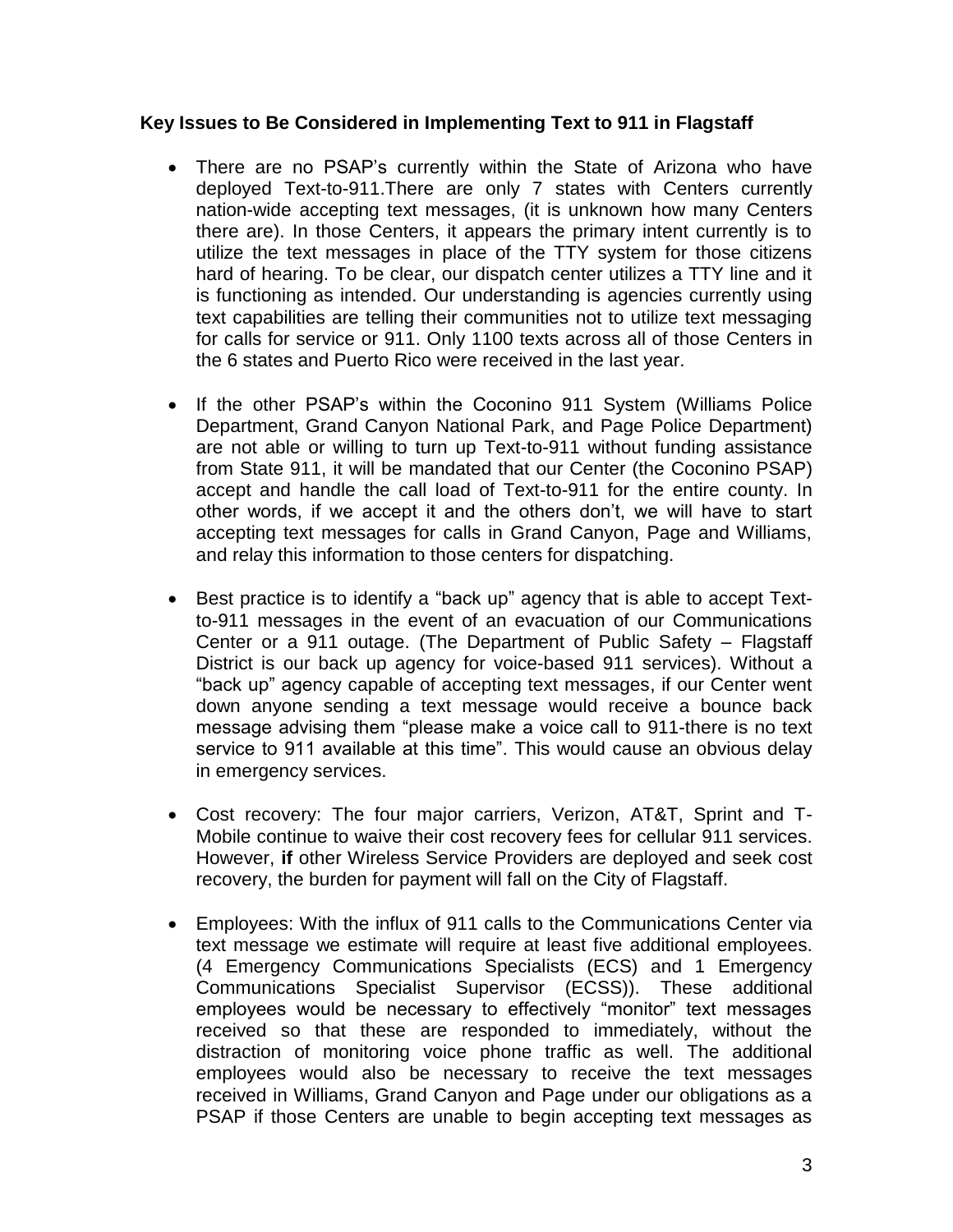**Key Issues to Be Considered in Implementing Text to 911 in Flagstaff**

- There are no PSAP's currently within the State of Arizona who have deployed Text-to-911.There are only 7 states with Centers currently nation-wide accepting text messages, (it is unknown how many Centers there are). In those Centers, it appears the primary intent currently is to utilize the text messages in place of the TTY system for those citizens hard of hearing. To be clear, our dispatch center utilizes a TTY line and it is functioning as intended. Our understanding is agencies currently using text capabilities are telling their communities not to utilize text messaging for calls for service or 911. Only 1100 texts across all of those Centers in the 6 states and Puerto Rico were received in the last year.

- If the other PSAP's within the Coconino 911 System (Williams Police Department, Grand Canyon National Park, and Page Police Department) are not able or willing to turn up Text-to-911 without funding assistance from State 911, it will be mandated that our Center (the Coconino PSAP) accept and handle the call load of Text-to-911 for the entire county. In other words, if we accept it and the others don't, we will have to start accepting text messages for calls in Grand Canyon, Page and Williams, and relay this information to those centers for dispatching.

- Best practice is to identify a "back up" agency that is able to accept Text-to-911 messages in the event of an evacuation of our Communications Center or a 911 outage. (The Department of Public Safety – Flagstaff District is our back up agency for voice-based 911 services). Without a "back up" agency capable of accepting text messages, if our Center went down anyone sending a text message would receive a bounce back message advising them "please make a voice call to 911-there is no text service to 911 available at this time". This would cause an obvious delay in emergency services.

- Cost recovery: The four major carriers, Verizon, AT&T, Sprint and T-Mobile continue to waive their cost recovery fees for cellular 911 services. However, **if** other Wireless Service Providers are deployed and seek cost recovery, the burden for payment will fall on the City of Flagstaff.

- Employees: With the influx of 911 calls to the Communications Center via text message we estimate will require at least five additional employees. (4 Emergency Communications Specialists (ECS) and 1 Emergency Communications Specialist Supervisor (ECSS)). These additional employees would be necessary to effectively "monitor" text messages received so that these are responded to immediately, without the distraction of monitoring voice phone traffic as well. The additional employees would also be necessary to receive the text messages received in Williams, Grand Canyon and Page under our obligations as a PSAP if those Centers are unable to begin accepting text messages as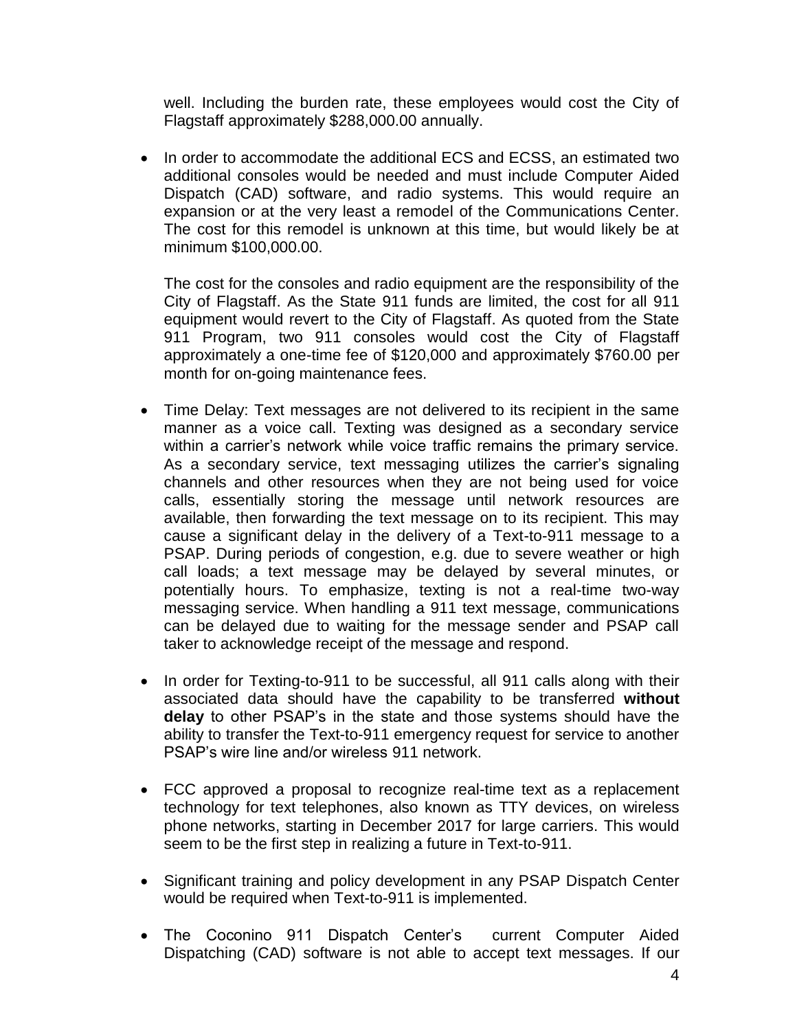well. Including the burden rate, these employees would cost the City of Flagstaff approximately $288,000.00 annually.

- In order to accommodate the additional ECS and ECSS, an estimated two additional consoles would be needed and must include Computer Aided Dispatch (CAD) software, and radio systems. This would require an expansion or at the very least a remodel of the Communications Center. The cost for this remodel is unknown at this time, but would likely be at minimum $100,000.00.

  The cost for the consoles and radio equipment are the responsibility of the City of Flagstaff. As the State 911 funds are limited, the cost for all 911 equipment would revert to the City of Flagstaff. As quoted from the State 911 Program, two 911 consoles would cost the City of Flagstaff approximately a one-time fee of $120,000 and approximately $760.00 per month for on-going maintenance fees.

- Time Delay: Text messages are not delivered to its recipient in the same manner as a voice call. Texting was designed as a secondary service within a carrier's network while voice traffic remains the primary service. As a secondary service, text messaging utilizes the carrier's signaling channels and other resources when they are not being used for voice calls, essentially storing the message until network resources are available, then forwarding the text message on to its recipient. This may cause a significant delay in the delivery of a Text-to-911 message to a PSAP. During periods of congestion, e.g. due to severe weather or high call loads; a text message may be delayed by several minutes, or potentially hours. To emphasize, texting is not a real-time two-way messaging service. When handling a 911 text message, communications can be delayed due to waiting for the message sender and PSAP call taker to acknowledge receipt of the message and respond.

- In order for Texting-to-911 to be successful, all 911 calls along with their associated data should have the capability to be transferred **without delay** to other PSAP's in the state and those systems should have the ability to transfer the Text-to-911 emergency request for service to another PSAP's wire line and/or wireless 911 network.

- FCC approved a proposal to recognize real-time text as a replacement technology for text telephones, also known as TTY devices, on wireless phone networks, starting in December 2017 for large carriers. This would seem to be the first step in realizing a future in Text-to-911.

- Significant training and policy development in any PSAP Dispatch Center would be required when Text-to-911 is implemented.

- The Coconino 911 Dispatch Center's current Computer Aided Dispatching (CAD) software is not able to accept text messages. If our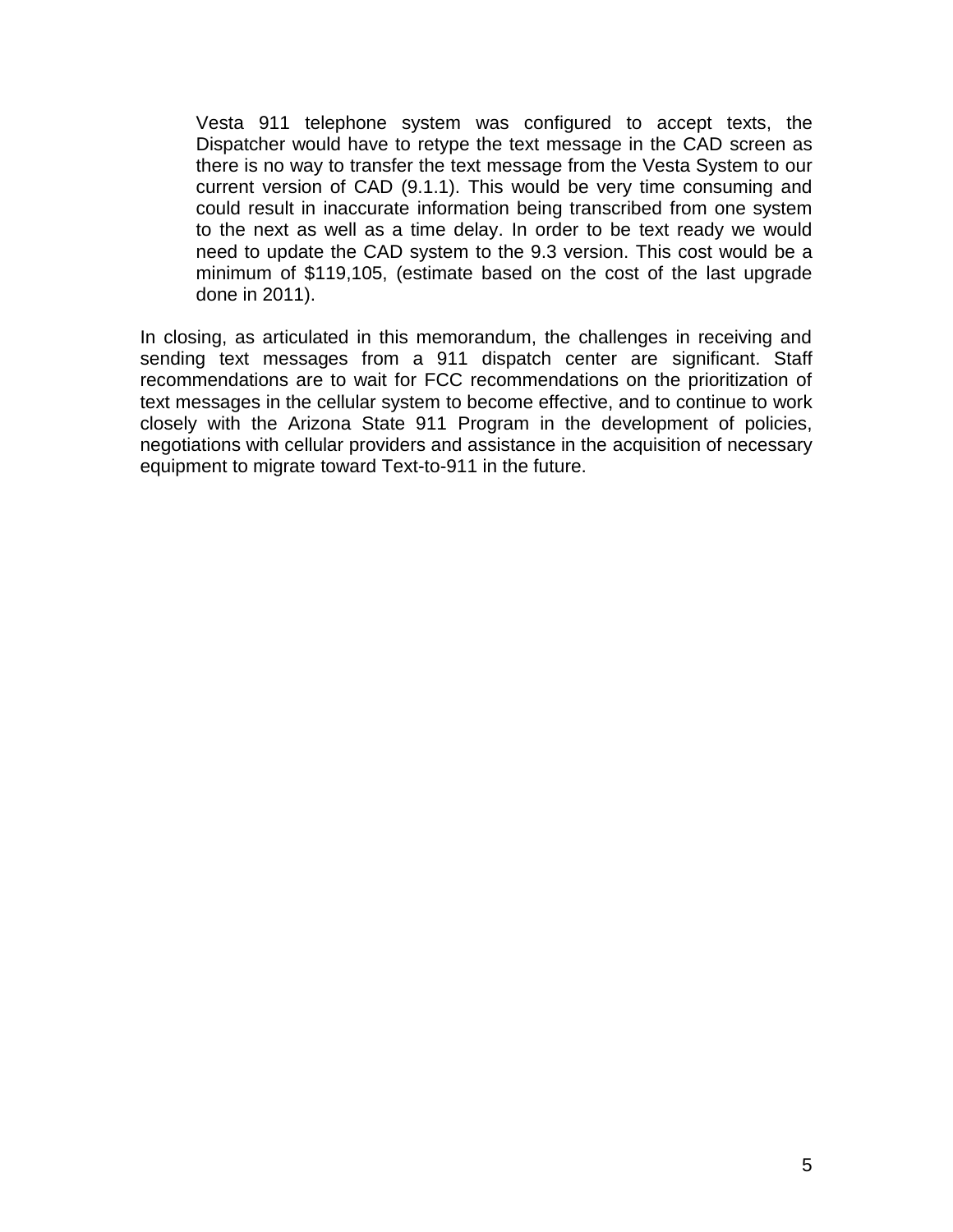Vesta 911 telephone system was configured to accept texts, the Dispatcher would have to retype the text message in the CAD screen as there is no way to transfer the text message from the Vesta System to our current version of CAD (9.1.1). This would be very time consuming and could result in inaccurate information being transcribed from one system to the next as well as a time delay. In order to be text ready we would need to update the CAD system to the 9.3 version. This cost would be a minimum of $119,105, (estimate based on the cost of the last upgrade done in 2011).

In closing, as articulated in this memorandum, the challenges in receiving and sending text messages from a 911 dispatch center are significant. Staff recommendations are to wait for FCC recommendations on the prioritization of text messages in the cellular system to become effective, and to continue to work closely with the Arizona State 911 Program in the development of policies, negotiations with cellular providers and assistance in the acquisition of necessary equipment to migrate toward Text-to-911 in the future.